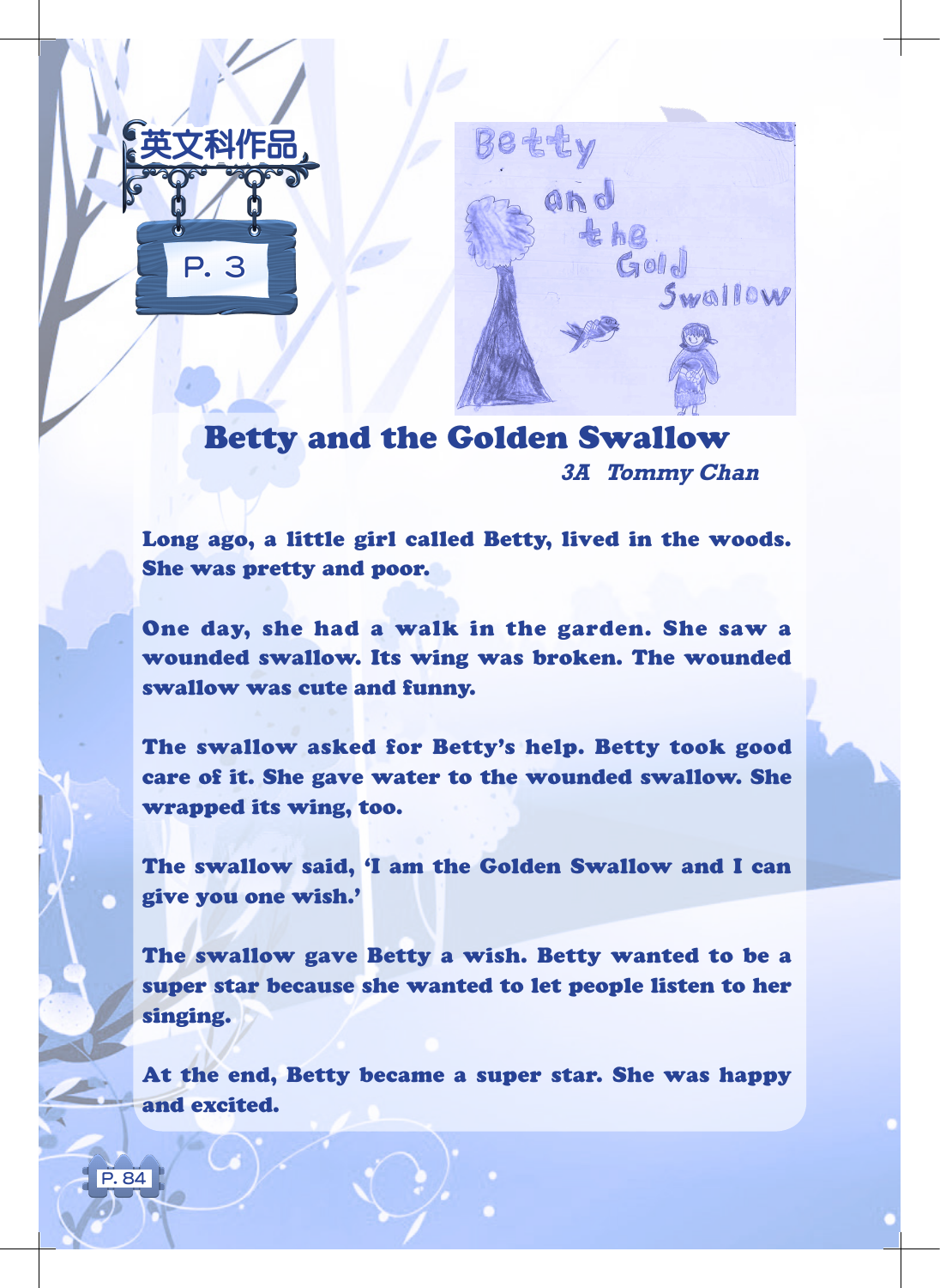英文科作品

P. 3

# Betty and the Golden Swallow

***3A Tommy Chan***

**Long ago, a little girl called Betty, lived in the woods. She was pretty and poor.**

**One day, she had a walk in the garden. She saw a wounded swallow. Its wing was broken. The wounded swallow was cute and funny.**

**The swallow asked for Betty's help. Betty took good care of it. She gave water to the wounded swallow. She wrapped its wing, too.**

**The swallow said, 'I am the Golden Swallow and I can give you one wish.'**

**The swallow gave Betty a wish. Betty wanted to be a super star because she wanted to let people listen to her singing.**

**At the end, Betty became a super star. She was happy and excited.**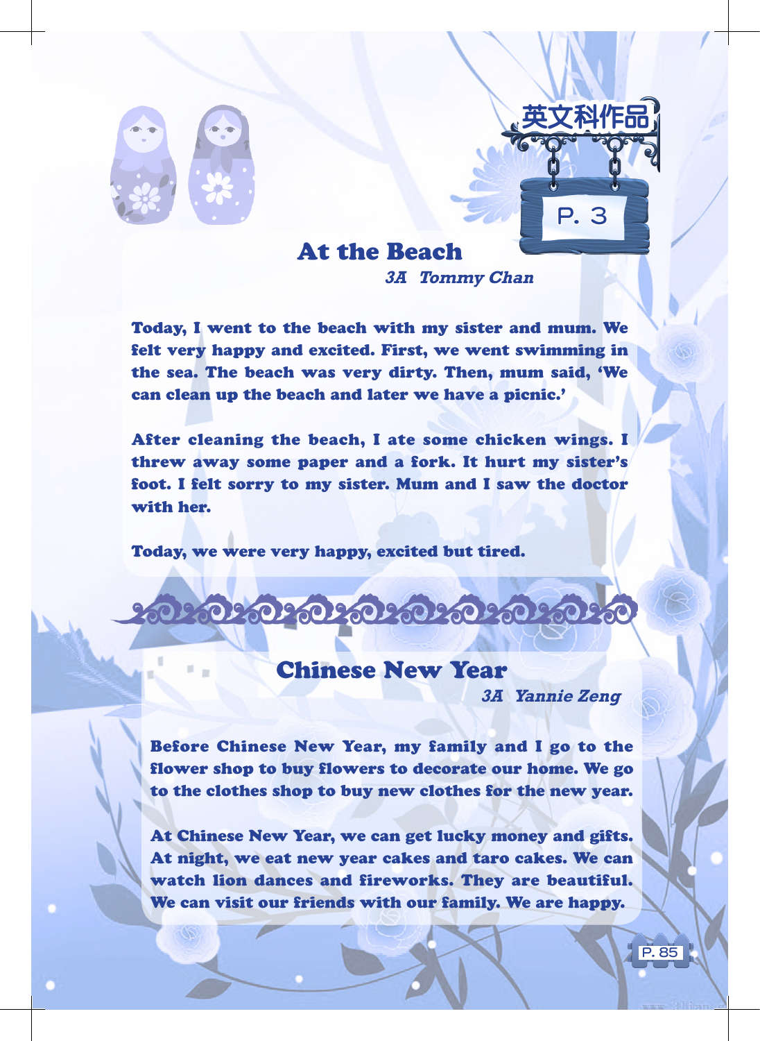英文科作品

P. 3

## At the Beach

*3A Tommy Chan*

Today, I went to the beach with my sister and mum. We felt very happy and excited. First, we went swimming in the sea. The beach was very dirty. Then, mum said, 'We can clean up the beach and later we have a picnic.'

After cleaning the beach, I ate some chicken wings. I threw away some paper and a fork. It hurt my sister's foot. I felt sorry to my sister. Mum and I saw the doctor with her.

Today, we were very happy, excited but tired.

## Chinese New Year

*3A Yannie Zeng*

Before Chinese New Year, my family and I go to the flower shop to buy flowers to decorate our home. We go to the clothes shop to buy new clothes for the new year.

At Chinese New Year, we can get lucky money and gifts. At night, we eat new year cakes and taro cakes. We can watch lion dances and fireworks. They are beautiful. We can visit our friends with our family. We are happy.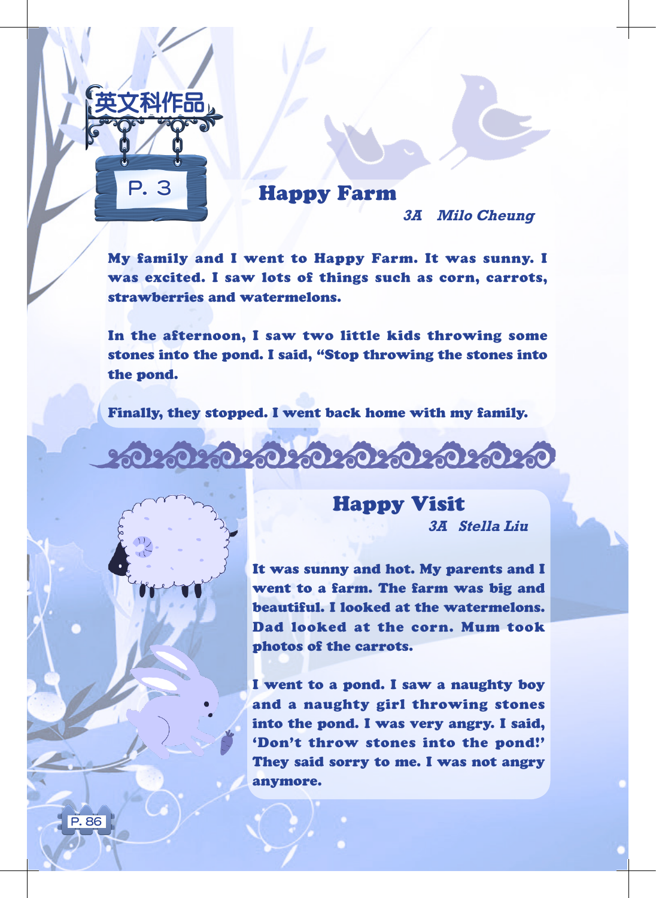英文科作品

P. 3

## Happy Farm

*3A Milo Cheung*

**My family and I went to Happy Farm. It was sunny. I was excited. I saw lots of things such as corn, carrots, strawberries and watermelons.**

**In the afternoon, I saw two little kids throwing some stones into the pond. I said, "Stop throwing the stones into the pond.**

**Finally, they stopped. I went back home with my family.**

## Happy Visit

*3A Stella Liu*

**It was sunny and hot. My parents and I went to a farm. The farm was big and beautiful. I looked at the watermelons. Dad looked at the corn. Mum took photos of the carrots.**

**I went to a pond. I saw a naughty boy and a naughty girl throwing stones into the pond. I was very angry. I said, 'Don't throw stones into the pond!' They said sorry to me. I was not angry anymore.**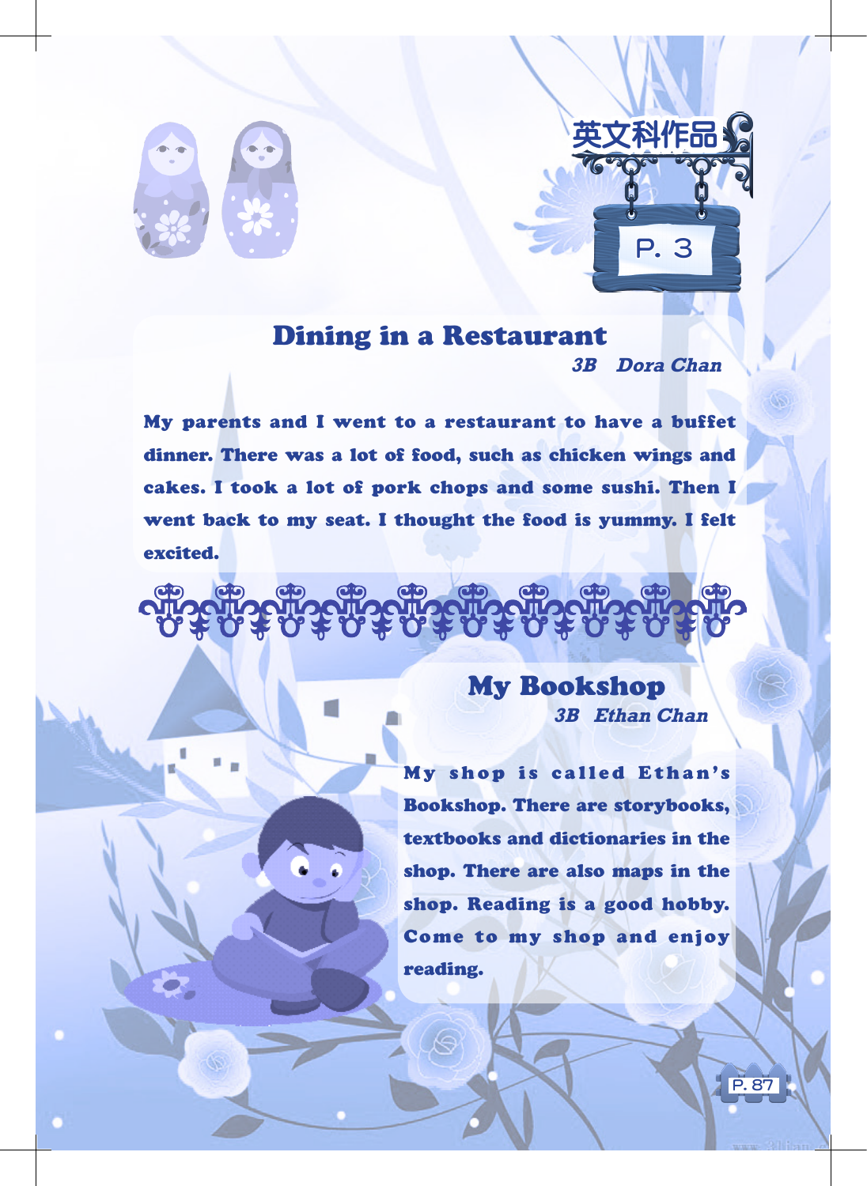英文科作品

P. 3

## Dining in a Restaurant

***3B Dora Chan***

My parents and I went to a restaurant to have a buffet dinner. There was a lot of food, such as chicken wings and cakes. I took a lot of pork chops and some sushi. Then I went back to my seat. I thought the food is yummy. I felt excited.

## My Bookshop

***3B Ethan Chan***

My shop is called Ethan's Bookshop. There are storybooks, textbooks and dictionaries in the shop. There are also maps in the shop. Reading is a good hobby. Come to my shop and enjoy reading.